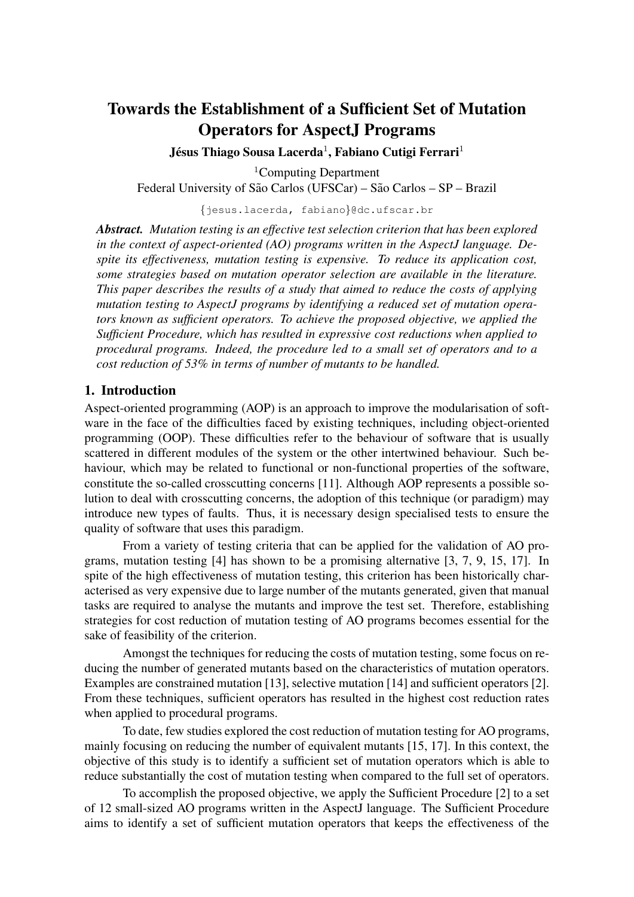# Towards the Establishment of a Sufficient Set of Mutation Operators for AspectJ Programs

**Jésus Thiago Sousa Lacerda**[1], **Fabiano Cutigi Ferrari**[1]

[1]Computing Department
Federal University of São Carlos (UFSCar) – São Carlos – SP – Brazil

{jesus.lacerda, fabiano}@dc.ufscar.br

***Abstract.*** *Mutation testing is an effective test selection criterion that has been explored in the context of aspect-oriented (AO) programs written in the AspectJ language. Despite its effectiveness, mutation testing is expensive. To reduce its application cost, some strategies based on mutation operator selection are available in the literature. This paper describes the results of a study that aimed to reduce the costs of applying mutation testing to AspectJ programs by identifying a reduced set of mutation operators known as sufficient operators. To achieve the proposed objective, we applied the Sufficient Procedure, which has resulted in expressive cost reductions when applied to procedural programs. Indeed, the procedure led to a small set of operators and to a cost reduction of 53% in terms of number of mutants to be handled.*

## 1. Introduction

Aspect-oriented programming (AOP) is an approach to improve the modularisation of software in the face of the difficulties faced by existing techniques, including object-oriented programming (OOP). These difficulties refer to the behaviour of software that is usually scattered in different modules of the system or the other intertwined behaviour. Such behaviour, which may be related to functional or non-functional properties of the software, constitute the so-called crosscutting concerns [11]. Although AOP represents a possible solution to deal with crosscutting concerns, the adoption of this technique (or paradigm) may introduce new types of faults. Thus, it is necessary design specialised tests to ensure the quality of software that uses this paradigm.

From a variety of testing criteria that can be applied for the validation of AO programs, mutation testing [4] has shown to be a promising alternative [3, 7, 9, 15, 17]. In spite of the high effectiveness of mutation testing, this criterion has been historically characterised as very expensive due to large number of the mutants generated, given that manual tasks are required to analyse the mutants and improve the test set. Therefore, establishing strategies for cost reduction of mutation testing of AO programs becomes essential for the sake of feasibility of the criterion.

Amongst the techniques for reducing the costs of mutation testing, some focus on reducing the number of generated mutants based on the characteristics of mutation operators. Examples are constrained mutation [13], selective mutation [14] and sufficient operators [2]. From these techniques, sufficient operators has resulted in the highest cost reduction rates when applied to procedural programs.

To date, few studies explored the cost reduction of mutation testing for AO programs, mainly focusing on reducing the number of equivalent mutants [15, 17]. In this context, the objective of this study is to identify a sufficient set of mutation operators which is able to reduce substantially the cost of mutation testing when compared to the full set of operators.

To accomplish the proposed objective, we apply the Sufficient Procedure [2] to a set of 12 small-sized AO programs written in the AspectJ language. The Sufficient Procedure aims to identify a set of sufficient mutation operators that keeps the effectiveness of the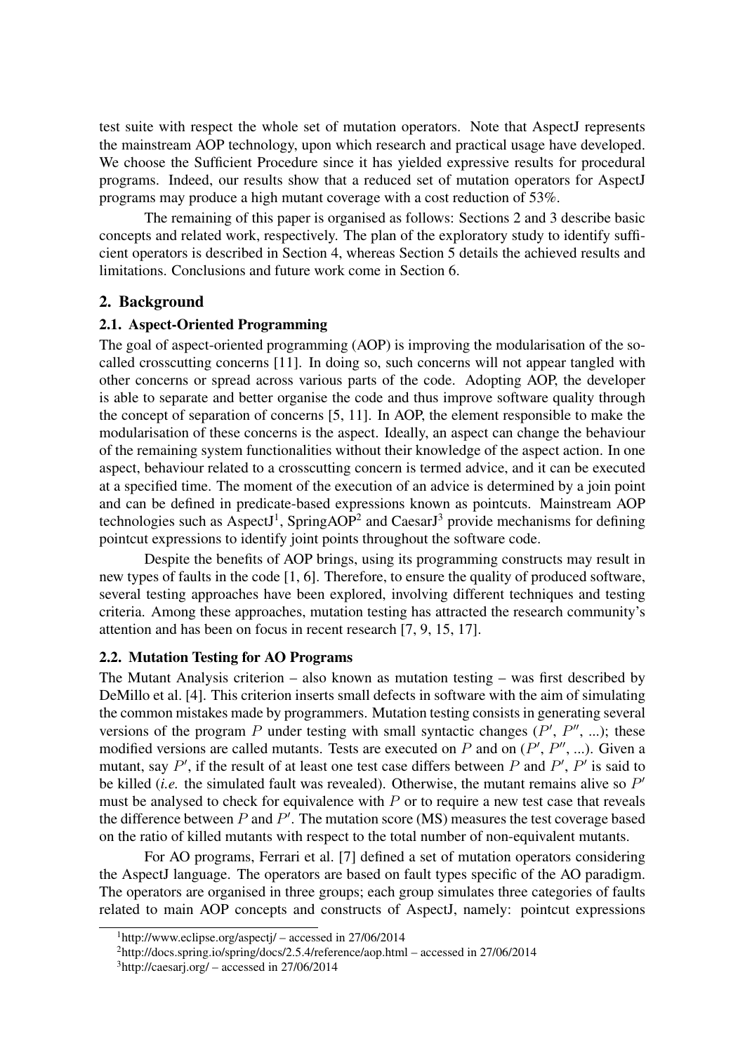test suite with respect the whole set of mutation operators. Note that AspectJ represents the mainstream AOP technology, upon which research and practical usage have developed. We choose the Sufficient Procedure since it has yielded expressive results for procedural programs. Indeed, our results show that a reduced set of mutation operators for AspectJ programs may produce a high mutant coverage with a cost reduction of 53%.

The remaining of this paper is organised as follows: Sections 2 and 3 describe basic concepts and related work, respectively. The plan of the exploratory study to identify sufficient operators is described in Section 4, whereas Section 5 details the achieved results and limitations. Conclusions and future work come in Section 6.

## 2. Background

### 2.1. Aspect-Oriented Programming

The goal of aspect-oriented programming (AOP) is improving the modularisation of the so-called crosscutting concerns [11]. In doing so, such concerns will not appear tangled with other concerns or spread across various parts of the code. Adopting AOP, the developer is able to separate and better organise the code and thus improve software quality through the concept of separation of concerns [5, 11]. In AOP, the element responsible to make the modularisation of these concerns is the aspect. Ideally, an aspect can change the behaviour of the remaining system functionalities without their knowledge of the aspect action. In one aspect, behaviour related to a crosscutting concern is termed advice, and it can be executed at a specified time. The moment of the execution of an advice is determined by a join point and can be defined in predicate-based expressions known as pointcuts. Mainstream AOP technologies such as AspectJ[1], SpringAOP[2] and CaesarJ[3] provide mechanisms for defining pointcut expressions to identify joint points throughout the software code.

Despite the benefits of AOP brings, using its programming constructs may result in new types of faults in the code [1, 6]. Therefore, to ensure the quality of produced software, several testing approaches have been explored, involving different techniques and testing criteria. Among these approaches, mutation testing has attracted the research community's attention and has been on focus in recent research [7, 9, 15, 17].

### 2.2. Mutation Testing for AO Programs

The Mutant Analysis criterion – also known as mutation testing – was first described by DeMillo et al. [4]. This criterion inserts small defects in software with the aim of simulating the common mistakes made by programmers. Mutation testing consists in generating several versions of the program $P$ under testing with small syntactic changes ($P'$, $P''$, ...); these modified versions are called mutants. Tests are executed on $P$ and on ($P'$, $P''$, ...). Given a mutant, say $P'$, if the result of at least one test case differs between $P$ and $P'$, $P'$ is said to be killed (*i.e.* the simulated fault was revealed). Otherwise, the mutant remains alive so $P'$ must be analysed to check for equivalence with $P$ or to require a new test case that reveals the difference between $P$ and $P'$. The mutation score (MS) measures the test coverage based on the ratio of killed mutants with respect to the total number of non-equivalent mutants.

For AO programs, Ferrari et al. [7] defined a set of mutation operators considering the AspectJ language. The operators are based on fault types specific of the AO paradigm. The operators are organised in three groups; each group simulates three categories of faults related to main AOP concepts and constructs of AspectJ, namely: pointcut expressions

[1] http://www.eclipse.org/aspectj/ – accessed in 27/06/2014

[2] http://docs.spring.io/spring/docs/2.5.4/reference/aop.html – accessed in 27/06/2014

[3] http://caesarj.org/ – accessed in 27/06/2014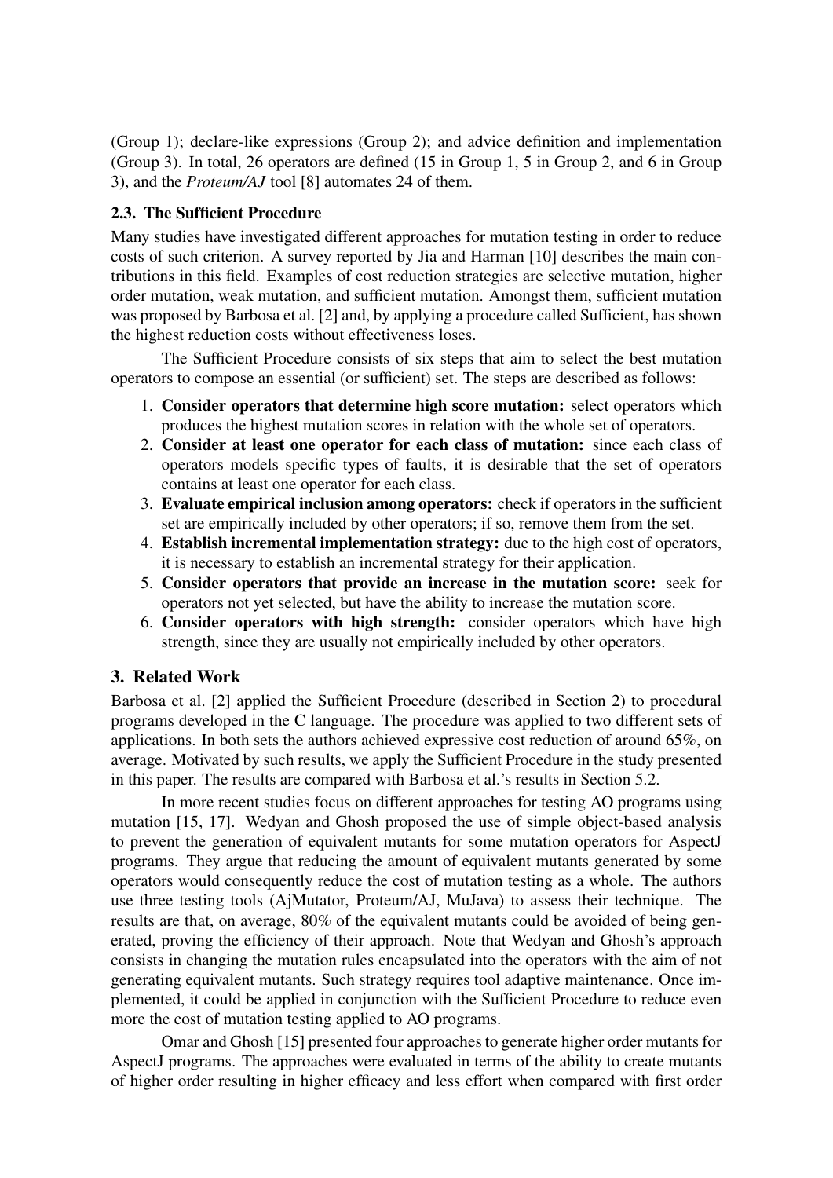(Group 1); declare-like expressions (Group 2); and advice definition and implementation (Group 3). In total, 26 operators are defined (15 in Group 1, 5 in Group 2, and 6 in Group 3), and the *Proteum/AJ* tool [8] automates 24 of them.

### 2.3. The Sufficient Procedure

Many studies have investigated different approaches for mutation testing in order to reduce costs of such criterion. A survey reported by Jia and Harman [10] describes the main contributions in this field. Examples of cost reduction strategies are selective mutation, higher order mutation, weak mutation, and sufficient mutation. Amongst them, sufficient mutation was proposed by Barbosa et al. [2] and, by applying a procedure called Sufficient, has shown the highest reduction costs without effectiveness loses.

The Sufficient Procedure consists of six steps that aim to select the best mutation operators to compose an essential (or sufficient) set. The steps are described as follows:

1. **Consider operators that determine high score mutation:** select operators which produces the highest mutation scores in relation with the whole set of operators.
2. **Consider at least one operator for each class of mutation:** since each class of operators models specific types of faults, it is desirable that the set of operators contains at least one operator for each class.
3. **Evaluate empirical inclusion among operators:** check if operators in the sufficient set are empirically included by other operators; if so, remove them from the set.
4. **Establish incremental implementation strategy:** due to the high cost of operators, it is necessary to establish an incremental strategy for their application.
5. **Consider operators that provide an increase in the mutation score:** seek for operators not yet selected, but have the ability to increase the mutation score.
6. **Consider operators with high strength:** consider operators which have high strength, since they are usually not empirically included by other operators.

## 3. Related Work

Barbosa et al. [2] applied the Sufficient Procedure (described in Section 2) to procedural programs developed in the C language. The procedure was applied to two different sets of applications. In both sets the authors achieved expressive cost reduction of around 65%, on average. Motivated by such results, we apply the Sufficient Procedure in the study presented in this paper. The results are compared with Barbosa et al.'s results in Section 5.2.

In more recent studies focus on different approaches for testing AO programs using mutation [15, 17]. Wedyan and Ghosh proposed the use of simple object-based analysis to prevent the generation of equivalent mutants for some mutation operators for AspectJ programs. They argue that reducing the amount of equivalent mutants generated by some operators would consequently reduce the cost of mutation testing as a whole. The authors use three testing tools (AjMutator, Proteum/AJ, MuJava) to assess their technique. The results are that, on average, 80% of the equivalent mutants could be avoided of being generated, proving the efficiency of their approach. Note that Wedyan and Ghosh's approach consists in changing the mutation rules encapsulated into the operators with the aim of not generating equivalent mutants. Such strategy requires tool adaptive maintenance. Once implemented, it could be applied in conjunction with the Sufficient Procedure to reduce even more the cost of mutation testing applied to AO programs.

Omar and Ghosh [15] presented four approaches to generate higher order mutants for AspectJ programs. The approaches were evaluated in terms of the ability to create mutants of higher order resulting in higher efficacy and less effort when compared with first order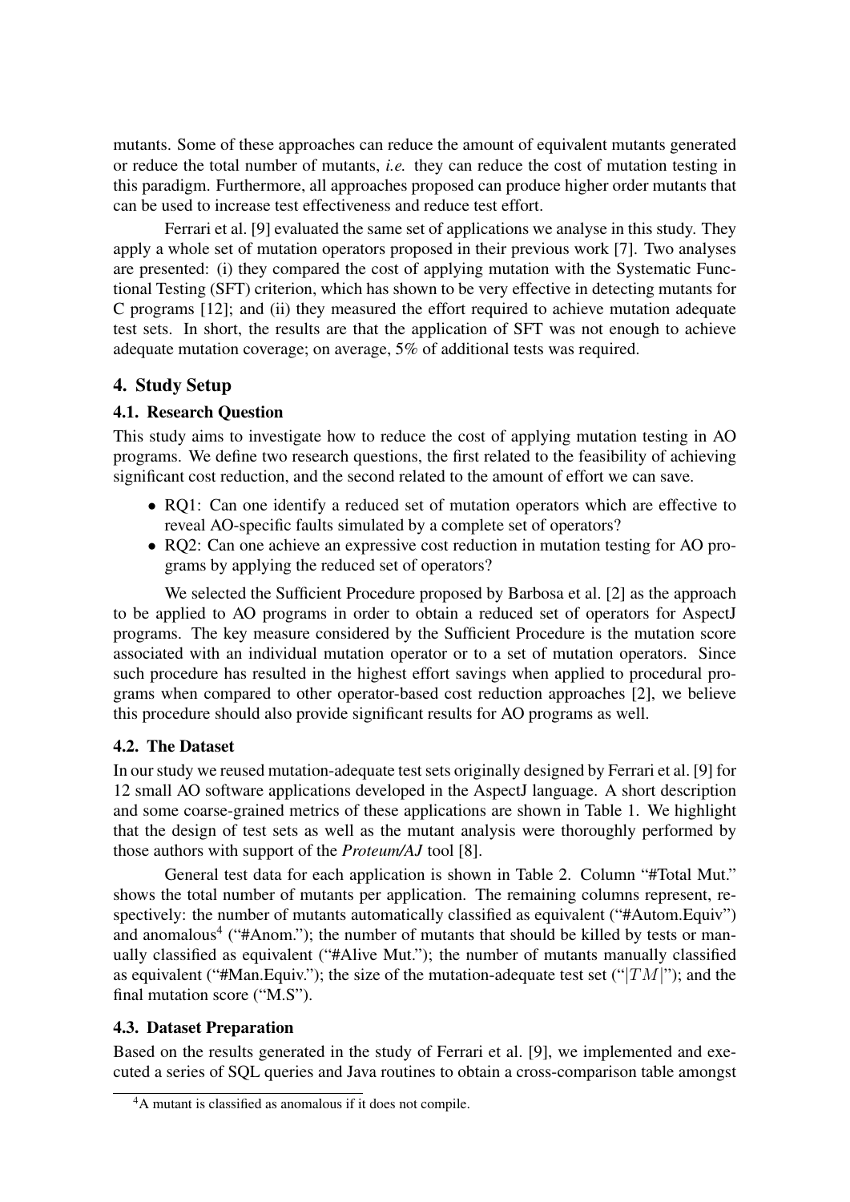mutants. Some of these approaches can reduce the amount of equivalent mutants generated or reduce the total number of mutants, *i.e.* they can reduce the cost of mutation testing in this paradigm. Furthermore, all approaches proposed can produce higher order mutants that can be used to increase test effectiveness and reduce test effort.

Ferrari et al. [9] evaluated the same set of applications we analyse in this study. They apply a whole set of mutation operators proposed in their previous work [7]. Two analyses are presented: (i) they compared the cost of applying mutation with the Systematic Functional Testing (SFT) criterion, which has shown to be very effective in detecting mutants for C programs [12]; and (ii) they measured the effort required to achieve mutation adequate test sets. In short, the results are that the application of SFT was not enough to achieve adequate mutation coverage; on average, 5% of additional tests was required.

## 4. Study Setup

### 4.1. Research Question

This study aims to investigate how to reduce the cost of applying mutation testing in AO programs. We define two research questions, the first related to the feasibility of achieving significant cost reduction, and the second related to the amount of effort we can save.

- RQ1: Can one identify a reduced set of mutation operators which are effective to reveal AO-specific faults simulated by a complete set of operators?
- RQ2: Can one achieve an expressive cost reduction in mutation testing for AO programs by applying the reduced set of operators?

We selected the Sufficient Procedure proposed by Barbosa et al. [2] as the approach to be applied to AO programs in order to obtain a reduced set of operators for AspectJ programs. The key measure considered by the Sufficient Procedure is the mutation score associated with an individual mutation operator or to a set of mutation operators. Since such procedure has resulted in the highest effort savings when applied to procedural programs when compared to other operator-based cost reduction approaches [2], we believe this procedure should also provide significant results for AO programs as well.

### 4.2. The Dataset

In our study we reused mutation-adequate test sets originally designed by Ferrari et al. [9] for 12 small AO software applications developed in the AspectJ language. A short description and some coarse-grained metrics of these applications are shown in Table 1. We highlight that the design of test sets as well as the mutant analysis were thoroughly performed by those authors with support of the *Proteum/AJ* tool [8].

General test data for each application is shown in Table 2. Column "#Total Mut." shows the total number of mutants per application. The remaining columns represent, respectively: the number of mutants automatically classified as equivalent ("#Autom.Equiv") and anomalous[4] ("#Anom."); the number of mutants that should be killed by tests or manually classified as equivalent ("#Alive Mut."); the number of mutants manually classified as equivalent ("#Man.Equiv."); the size of the mutation-adequate test set ("$|TM|$"); and the final mutation score ("M.S").

### 4.3. Dataset Preparation

Based on the results generated in the study of Ferrari et al. [9], we implemented and executed a series of SQL queries and Java routines to obtain a cross-comparison table amongst

[4] A mutant is classified as anomalous if it does not compile.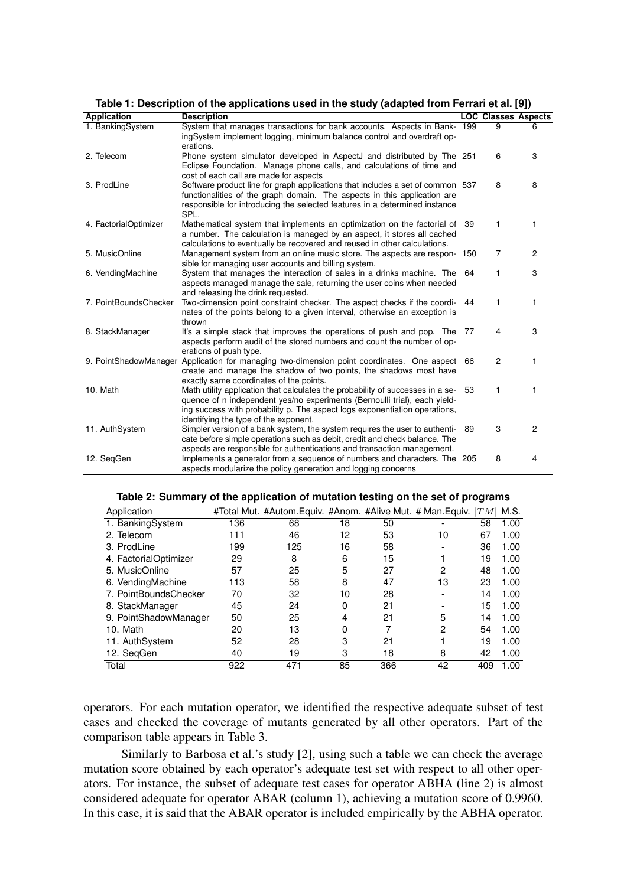**Table 1: Description of the applications used in the study (adapted from Ferrari et al. [9])**

| Application | Description | LOC | Classes | Aspects |
|---|---|---|---|---|
| 1. BankingSystem | System that manages transactions for bank accounts. Aspects in BankingSystem implement logging, minimum balance control and overdraft operations. | 199 | 9 | 6 |
| 2. Telecom | Phone system simulator developed in AspectJ and distributed by The Eclipse Foundation. Manage phone calls, and calculations of time and cost of each call are made for aspects | 251 | 6 | 3 |
| 3. ProdLine | Software product line for graph applications that includes a set of common functionalities of the graph domain. The aspects in this application are responsible for introducing the selected features in a determined instance SPL. | 537 | 8 | 8 |
| 4. FactorialOptimizer | Mathematical system that implements an optimization on the factorial of a number. The calculation is managed by an aspect, it stores all cached calculations to eventually be recovered and reused in other calculations. | 39 | 1 | 1 |
| 5. MusicOnline | Management system from an online music store. The aspects are responsible for managing user accounts and billing system. | 150 | 7 | 2 |
| 6. VendingMachine | System that manages the interaction of sales in a drinks machine. The aspects managed manage the sale, returning the user coins when needed and releasing the drink requested. | 64 | 1 | 3 |
| 7. PointBoundsChecker | Two-dimension point constraint checker. The aspect checks if the coordinates of the points belong to a given interval, otherwise an exception is thrown | 44 | 1 | 1 |
| 8. StackManager | It's a simple stack that improves the operations of push and pop. The aspects perform audit of the stored numbers and count the number of operations of push type. | 77 | 4 | 3 |
| 9. PointShadowManager | Application for managing two-dimension point coordinates. One aspect create and manage the shadow of two points, the shadows most have exactly same coordinates of the points. | 66 | 2 | 1 |
| 10. Math | Math utility application that calculates the probability of successes in a sequence of n independent yes/no experiments (Bernoulli trial), each yielding success with probability p. The aspect logs exponentiation operations, identifying the type of the exponent. | 53 | 1 | 1 |
| 11. AuthSystem | Simpler version of a bank system, the system requires the user to authenticate before simple operations such as debit, credit and check balance. The aspects are responsible for authentications and transaction management. | 89 | 3 | 2 |
| 12. SeqGen | Implements a generator from a sequence of numbers and characters. The aspects modularize the policy generation and logging concerns | 205 | 8 | 4 |

**Table 2: Summary of the application of mutation testing on the set of programs**

| Application | #Total Mut. | #Autom.Equiv. | #Anom. | #Alive Mut. | # Man.Equiv. | $\|TM\|$ | M.S. |
|---|---|---|---|---|---|---|---|
| 1. BankingSystem | 136 | 68 | 18 | 50 | - | 58 | 1.00 |
| 2. Telecom | 111 | 46 | 12 | 53 | 10 | 67 | 1.00 |
| 3. ProdLine | 199 | 125 | 16 | 58 | - | 36 | 1.00 |
| 4. FactorialOptimizer | 29 | 8 | 6 | 15 | 1 | 19 | 1.00 |
| 5. MusicOnline | 57 | 25 | 5 | 27 | 2 | 48 | 1.00 |
| 6. VendingMachine | 113 | 58 | 8 | 47 | 13 | 23 | 1.00 |
| 7. PointBoundsChecker | 70 | 32 | 10 | 28 | - | 14 | 1.00 |
| 8. StackManager | 45 | 24 | 0 | 21 | - | 15 | 1.00 |
| 9. PointShadowManager | 50 | 25 | 4 | 21 | 5 | 14 | 1.00 |
| 10. Math | 20 | 13 | 0 | 7 | 2 | 54 | 1.00 |
| 11. AuthSystem | 52 | 28 | 3 | 21 | 1 | 19 | 1.00 |
| 12. SeqGen | 40 | 19 | 3 | 18 | 8 | 42 | 1.00 |
| Total | 922 | 471 | 85 | 366 | 42 | 409 | 1.00 |

operators. For each mutation operator, we identified the respective adequate subset of test cases and checked the coverage of mutants generated by all other operators. Part of the comparison table appears in Table 3.

Similarly to Barbosa et al.'s study [2], using such a table we can check the average mutation score obtained by each operator's adequate test set with respect to all other operators. For instance, the subset of adequate test cases for operator ABHA (line 2) is almost considered adequate for operator ABAR (column 1), achieving a mutation score of 0.9960. In this case, it is said that the ABAR operator is included empirically by the ABHA operator.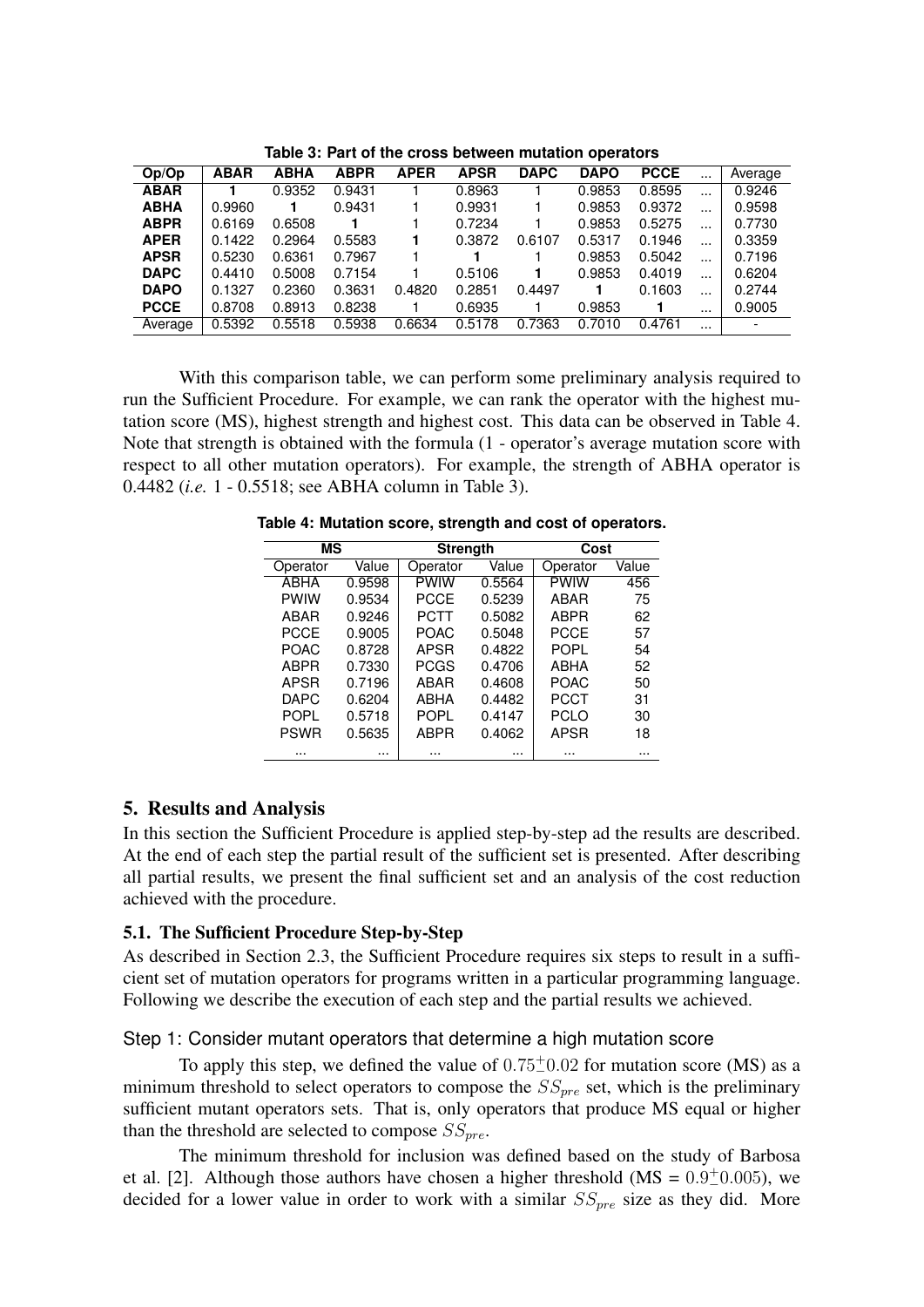**Table 3: Part of the cross between mutation operators**

| Op/Op | ABAR | ABHA | ABPR | APER | APSR | DAPC | DAPO | PCCE | ... | Average |
|---|---|---|---|---|---|---|---|---|---|---|
| **ABAR** | **1** | 0.9352 | 0.9431 | 1 | 0.8963 | 1 | 0.9853 | 0.8595 | ... | 0.9246 |
| **ABHA** | 0.9960 | **1** | 0.9431 | 1 | 0.9931 | 1 | 0.9853 | 0.9372 | ... | 0.9598 |
| **ABPR** | 0.6169 | 0.6508 | **1** | 1 | 0.7234 | 1 | 0.9853 | 0.5275 | ... | 0.7730 |
| **APER** | 0.1422 | 0.2964 | 0.5583 | **1** | 0.3872 | 0.6107 | 0.5317 | 0.1946 | ... | 0.3359 |
| **APSR** | 0.5230 | 0.6361 | 0.7967 | 1 | **1** | 1 | 0.9853 | 0.5042 | ... | 0.7196 |
| **DAPC** | 0.4410 | 0.5008 | 0.7154 | 1 | 0.5106 | **1** | 0.9853 | 0.4019 | ... | 0.6204 |
| **DAPO** | 0.1327 | 0.2360 | 0.3631 | 0.4820 | 0.2851 | 0.4497 | **1** | 0.1603 | ... | 0.2744 |
| **PCCE** | 0.8708 | 0.8913 | 0.8238 | 1 | 0.6935 | 1 | 0.9853 | **1** | ... | 0.9005 |
| Average | 0.5392 | 0.5518 | 0.5938 | 0.6634 | 0.5178 | 0.7363 | 0.7010 | 0.4761 | ... | - |

With this comparison table, we can perform some preliminary analysis required to run the Sufficient Procedure. For example, we can rank the operator with the highest mutation score (MS), highest strength and highest cost. This data can be observed in Table 4. Note that strength is obtained with the formula (1 - operator's average mutation score with respect to all other mutation operators). For example, the strength of ABHA operator is 0.4482 (*i.e.* 1 - 0.5518; see ABHA column in Table 3).

**Table 4: Mutation score, strength and cost of operators.**

| MS | | Strength | | Cost | |
|---|---|---|---|---|---|
| Operator | Value | Operator | Value | Operator | Value |
| ABHA | 0.9598 | PWIW | 0.5564 | PWIW | 456 |
| PWIW | 0.9534 | PCCE | 0.5239 | ABAR | 75 |
| ABAR | 0.9246 | PCTT | 0.5082 | ABPR | 62 |
| PCCE | 0.9005 | POAC | 0.5048 | PCCE | 57 |
| POAC | 0.8728 | APSR | 0.4822 | POPL | 54 |
| ABPR | 0.7330 | PCGS | 0.4706 | ABHA | 52 |
| APSR | 0.7196 | ABAR | 0.4608 | POAC | 50 |
| DAPC | 0.6204 | ABHA | 0.4482 | PCCT | 31 |
| POPL | 0.5718 | POPL | 0.4147 | PCLO | 30 |
| PSWR | 0.5635 | ABPR | 0.4062 | APSR | 18 |
| ... | ... | ... | ... | ... | ... |

## 5. Results and Analysis

In this section the Sufficient Procedure is applied step-by-step ad the results are described. At the end of each step the partial result of the sufficient set is presented. After describing all partial results, we present the final sufficient set and an analysis of the cost reduction achieved with the procedure.

### 5.1. The Sufficient Procedure Step-by-Step

As described in Section 2.3, the Sufficient Procedure requires six steps to result in a sufficient set of mutation operators for programs written in a particular programming language. Following we describe the execution of each step and the partial results we achieved.

#### Step 1: Consider mutant operators that determine a high mutation score

To apply this step, we defined the value of $0.75^{+}_{-}0.02$ for mutation score (MS) as a minimum threshold to select operators to compose the $SS_{pre}$ set, which is the preliminary sufficient mutant operators sets. That is, only operators that produce MS equal or higher than the threshold are selected to compose $SS_{pre}$.

The minimum threshold for inclusion was defined based on the study of Barbosa et al. [2]. Although those authors have chosen a higher threshold (MS = $0.9^{+}_{-}0.005$), we decided for a lower value in order to work with a similar $SS_{pre}$ size as they did. More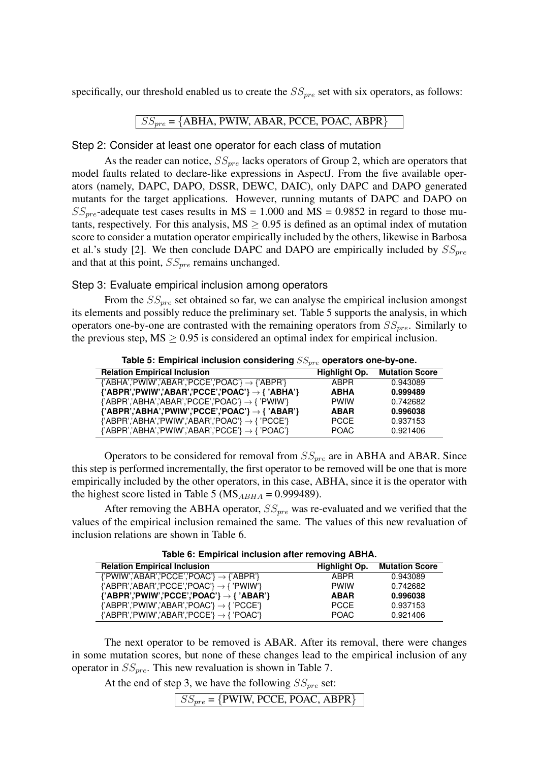specifically, our threshold enabled us to create the $SS_{pre}$ set with six operators, as follows:

$SS_{pre}$ = {ABHA, PWIW, ABAR, PCCE, POAC, ABPR}

### Step 2: Consider at least one operator for each class of mutation

As the reader can notice, $SS_{pre}$ lacks operators of Group 2, which are operators that model faults related to declare-like expressions in AspectJ. From the five available operators (namely, DAPC, DAPO, DSSR, DEWC, DAIC), only DAPC and DAPO generated mutants for the target applications. However, running mutants of DAPC and DAPO on $SS_{pre}$-adequate test cases results in MS = 1.000 and MS = 0.9852 in regard to those mutants, respectively. For this analysis, MS $\geq$ 0.95 is defined as an optimal index of mutation score to consider a mutation operator empirically included by the others, likewise in Barbosa et al.'s study [2]. We then conclude DAPC and DAPO are empirically included by $SS_{pre}$ and that at this point, $SS_{pre}$ remains unchanged.

### Step 3: Evaluate empirical inclusion among operators

From the $SS_{pre}$ set obtained so far, we can analyse the empirical inclusion amongst its elements and possibly reduce the preliminary set. Table 5 supports the analysis, in which operators one-by-one are contrasted with the remaining operators from $SS_{pre}$. Similarly to the previous step, MS $\geq$ 0.95 is considered an optimal index for empirical inclusion.

**Table 5: Empirical inclusion considering $SS_{pre}$ operators one-by-one.**

| Relation Empirical Inclusion | Highlight Op. | Mutation Score |
|---|---|---|
| {'ABHA','PWIW','ABAR','PCCE','POAC'} → {'ABPR'} | ABPR | 0.943089 |
| **{'ABPR','PWIW','ABAR','PCCE','POAC'} → { 'ABHA'}** | **ABHA** | **0.999489** |
| {'ABPR','ABHA','ABAR','PCCE','POAC'} → { 'PWIW'} | PWIW | 0.742682 |
| **{'ABPR','ABHA','PWIW','PCCE','POAC'} → { 'ABAR'}** | **ABAR** | **0.996038** |
| {'ABPR','ABHA','PWIW','ABAR','POAC'} → { 'PCCE'} | PCCE | 0.937153 |
| {'ABPR','ABHA','PWIW','ABAR','PCCE'} → { 'POAC'} | POAC | 0.921406 |

Operators to be considered for removal from $SS_{pre}$ are in ABHA and ABAR. Since this step is performed incrementally, the first operator to be removed will be one that is more empirically included by the other operators, in this case, ABHA, since it is the operator with the highest score listed in Table 5 ($MS_{ABHA}$ = 0.999489).

After removing the ABHA operator, $SS_{pre}$ was re-evaluated and we verified that the values of the empirical inclusion remained the same. The values of this new revaluation of inclusion relations are shown in Table 6.

**Table 6: Empirical inclusion after removing ABHA.**

| Relation Empirical Inclusion | Highlight Op. | Mutation Score |
|---|---|---|
| {'PWIW','ABAR','PCCE','POAC'} → {'ABPR'} | ABPR | 0.943089 |
| {'ABPR','ABAR','PCCE','POAC'} → { 'PWIW'} | PWIW | 0.742682 |
| **{'ABPR','PWIW','PCCE','POAC'} → { 'ABAR'}** | **ABAR** | **0.996038** |
| {'ABPR','PWIW','ABAR','POAC'} → { 'PCCE'} | PCCE | 0.937153 |
| {'ABPR','PWIW','ABAR','PCCE'} → { 'POAC'} | POAC | 0.921406 |

The next operator to be removed is ABAR. After its removal, there were changes in some mutation scores, but none of these changes lead to the empirical inclusion of any operator in $SS_{pre}$. This new revaluation is shown in Table 7.

At the end of step 3, we have the following $SS_{pre}$ set:

$SS_{pre}$ = {PWIW, PCCE, POAC, ABPR}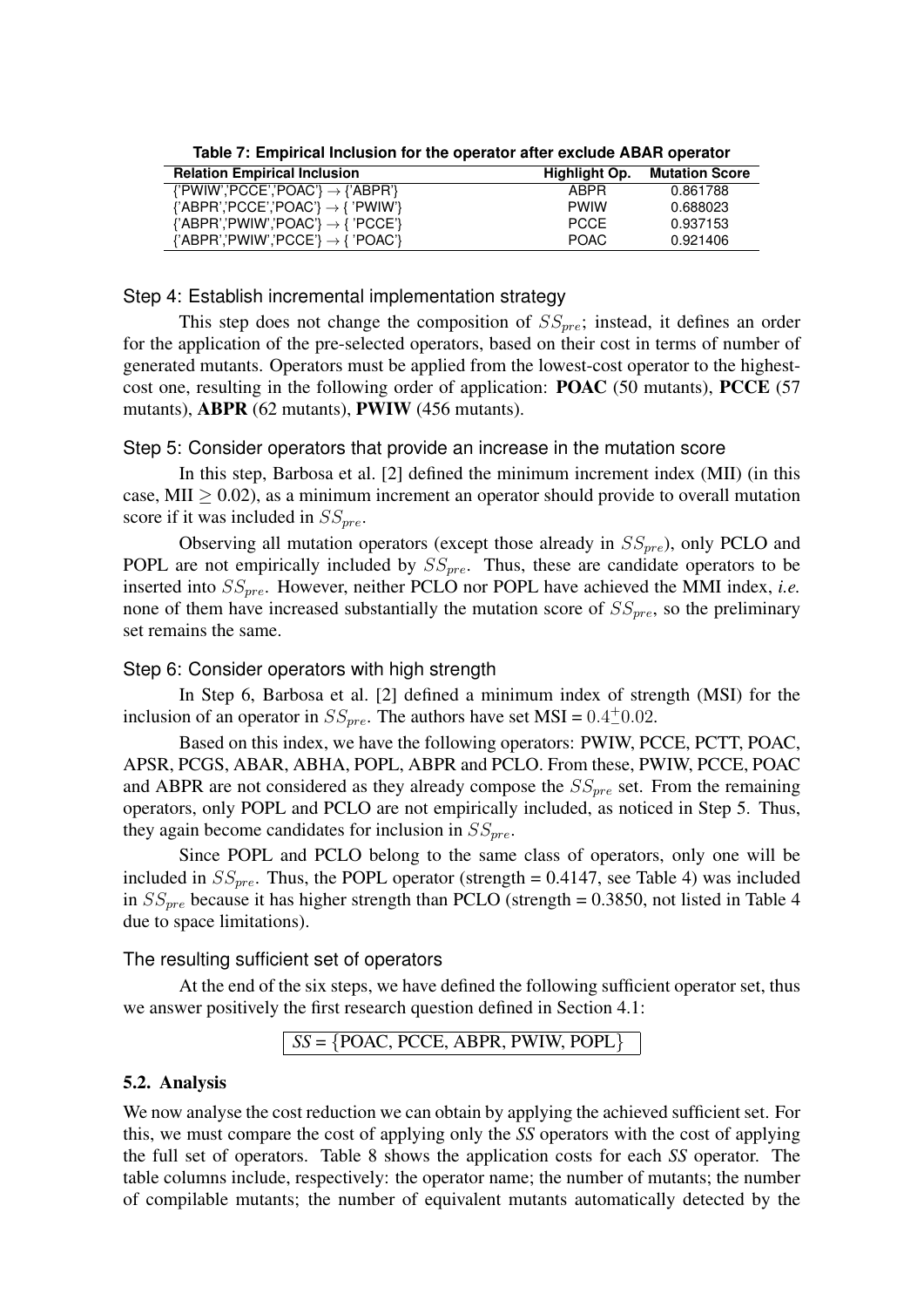**Table 7: Empirical Inclusion for the operator after exclude ABAR operator**

| Relation Empirical Inclusion | Highlight Op. | Mutation Score |
|---|---|---|
| {'PWIW','PCCE','POAC'} → {'ABPR'} | ABPR | 0.861788 |
| {'ABPR','PCCE','POAC'} → { 'PWIW'} | PWIW | 0.688023 |
| {'ABPR','PWIW','POAC'} → { 'PCCE'} | PCCE | 0.937153 |
| {'ABPR','PWIW','PCCE'} → { 'POAC'} | POAC | 0.921406 |

### Step 4: Establish incremental implementation strategy

This step does not change the composition of $SS_{pre}$; instead, it defines an order for the application of the pre-selected operators, based on their cost in terms of number of generated mutants. Operators must be applied from the lowest-cost operator to the highest-cost one, resulting in the following order of application: **POAC** (50 mutants), **PCCE** (57 mutants), **ABPR** (62 mutants), **PWIW** (456 mutants).

### Step 5: Consider operators that provide an increase in the mutation score

In this step, Barbosa et al. [2] defined the minimum increment index (MII) (in this case, MII $\geq$ 0.02), as a minimum increment an operator should provide to overall mutation score if it was included in $SS_{pre}$.

Observing all mutation operators (except those already in $SS_{pre}$), only PCLO and POPL are not empirically included by $SS_{pre}$. Thus, these are candidate operators to be inserted into $SS_{pre}$. However, neither PCLO nor POPL have achieved the MMI index, *i.e.* none of them have increased substantially the mutation score of $SS_{pre}$, so the preliminary set remains the same.

### Step 6: Consider operators with high strength

In Step 6, Barbosa et al. [2] defined a minimum index of strength (MSI) for the inclusion of an operator in $SS_{pre}$. The authors have set MSI = $0.4^{+}_{-}0.02$.

Based on this index, we have the following operators: PWIW, PCCE, PCTT, POAC, APSR, PCGS, ABAR, ABHA, POPL, ABPR and PCLO. From these, PWIW, PCCE, POAC and ABPR are not considered as they already compose the $SS_{pre}$ set. From the remaining operators, only POPL and PCLO are not empirically included, as noticed in Step 5. Thus, they again become candidates for inclusion in $SS_{pre}$.

Since POPL and PCLO belong to the same class of operators, only one will be included in $SS_{pre}$. Thus, the POPL operator (strength = 0.4147, see Table 4) was included in $SS_{pre}$ because it has higher strength than PCLO (strength = 0.3850, not listed in Table 4 due to space limitations).

### The resulting sufficient set of operators

At the end of the six steps, we have defined the following sufficient operator set, thus we answer positively the first research question defined in Section 4.1:

*SS* = {POAC, PCCE, ABPR, PWIW, POPL}

## 5.2. Analysis

We now analyse the cost reduction we can obtain by applying the achieved sufficient set. For this, we must compare the cost of applying only the *SS* operators with the cost of applying the full set of operators. Table 8 shows the application costs for each *SS* operator. The table columns include, respectively: the operator name; the number of mutants; the number of compilable mutants; the number of equivalent mutants automatically detected by the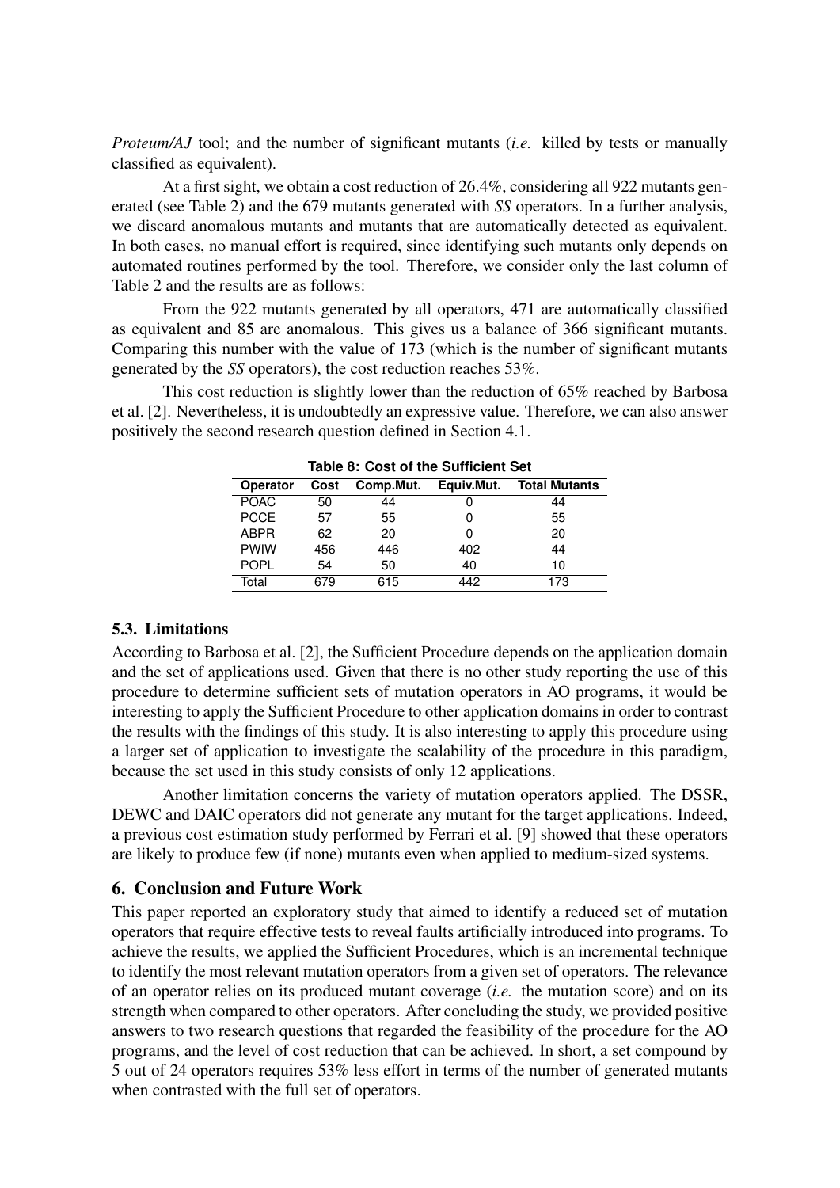*Proteum/AJ* tool; and the number of significant mutants (*i.e.* killed by tests or manually classified as equivalent).

At a first sight, we obtain a cost reduction of 26.4%, considering all 922 mutants generated (see Table 2) and the 679 mutants generated with *SS* operators. In a further analysis, we discard anomalous mutants and mutants that are automatically detected as equivalent. In both cases, no manual effort is required, since identifying such mutants only depends on automated routines performed by the tool. Therefore, we consider only the last column of Table 2 and the results are as follows:

From the 922 mutants generated by all operators, 471 are automatically classified as equivalent and 85 are anomalous. This gives us a balance of 366 significant mutants. Comparing this number with the value of 173 (which is the number of significant mutants generated by the *SS* operators), the cost reduction reaches 53%.

This cost reduction is slightly lower than the reduction of 65% reached by Barbosa et al. [2]. Nevertheless, it is undoubtedly an expressive value. Therefore, we can also answer positively the second research question defined in Section 4.1.

**Table 8: Cost of the Sufficient Set**

| Operator | Cost | Comp.Mut. | Equiv.Mut. | Total Mutants |
|---|---|---|---|---|
| POAC | 50 | 44 | 0 | 44 |
| PCCE | 57 | 55 | 0 | 55 |
| ABPR | 62 | 20 | 0 | 20 |
| PWIW | 456 | 446 | 402 | 44 |
| POPL | 54 | 50 | 40 | 10 |
| Total | 679 | 615 | 442 | 173 |

### 5.3. Limitations

According to Barbosa et al. [2], the Sufficient Procedure depends on the application domain and the set of applications used. Given that there is no other study reporting the use of this procedure to determine sufficient sets of mutation operators in AO programs, it would be interesting to apply the Sufficient Procedure to other application domains in order to contrast the results with the findings of this study. It is also interesting to apply this procedure using a larger set of application to investigate the scalability of the procedure in this paradigm, because the set used in this study consists of only 12 applications.

Another limitation concerns the variety of mutation operators applied. The DSSR, DEWC and DAIC operators did not generate any mutant for the target applications. Indeed, a previous cost estimation study performed by Ferrari et al. [9] showed that these operators are likely to produce few (if none) mutants even when applied to medium-sized systems.

## 6. Conclusion and Future Work

This paper reported an exploratory study that aimed to identify a reduced set of mutation operators that require effective tests to reveal faults artificially introduced into programs. To achieve the results, we applied the Sufficient Procedures, which is an incremental technique to identify the most relevant mutation operators from a given set of operators. The relevance of an operator relies on its produced mutant coverage (*i.e.* the mutation score) and on its strength when compared to other operators. After concluding the study, we provided positive answers to two research questions that regarded the feasibility of the procedure for the AO programs, and the level of cost reduction that can be achieved. In short, a set compound by 5 out of 24 operators requires 53% less effort in terms of the number of generated mutants when contrasted with the full set of operators.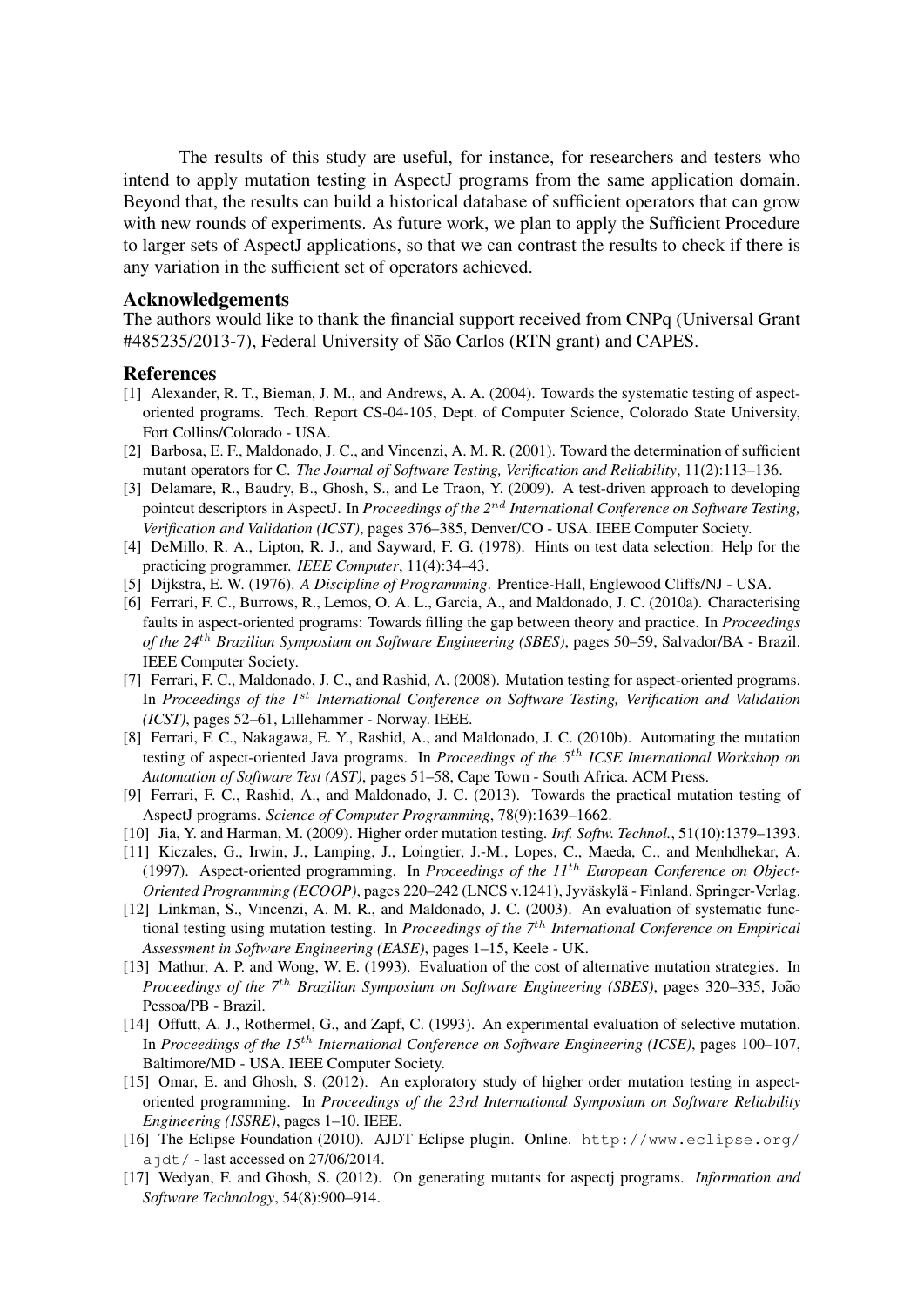The results of this study are useful, for instance, for researchers and testers who intend to apply mutation testing in AspectJ programs from the same application domain. Beyond that, the results can build a historical database of sufficient operators that can grow with new rounds of experiments. As future work, we plan to apply the Sufficient Procedure to larger sets of AspectJ applications, so that we can contrast the results to check if there is any variation in the sufficient set of operators achieved.

## Acknowledgements

The authors would like to thank the financial support received from CNPq (Universal Grant #485235/2013-7), Federal University of São Carlos (RTN grant) and CAPES.

## References

[1] Alexander, R. T., Bieman, J. M., and Andrews, A. A. (2004). Towards the systematic testing of aspect-oriented programs. Tech. Report CS-04-105, Dept. of Computer Science, Colorado State University, Fort Collins/Colorado - USA.

[2] Barbosa, E. F., Maldonado, J. C., and Vincenzi, A. M. R. (2001). Toward the determination of sufficient mutant operators for C. *The Journal of Software Testing, Verification and Reliability*, 11(2):113–136.

[3] Delamare, R., Baudry, B., Ghosh, S., and Le Traon, Y. (2009). A test-driven approach to developing pointcut descriptors in AspectJ. In *Proceedings of the 2nd International Conference on Software Testing, Verification and Validation (ICST)*, pages 376–385, Denver/CO - USA. IEEE Computer Society.

[4] DeMillo, R. A., Lipton, R. J., and Sayward, F. G. (1978). Hints on test data selection: Help for the practicing programmer. *IEEE Computer*, 11(4):34–43.

[5] Dijkstra, E. W. (1976). *A Discipline of Programming*. Prentice-Hall, Englewood Cliffs/NJ - USA.

[6] Ferrari, F. C., Burrows, R., Lemos, O. A. L., Garcia, A., and Maldonado, J. C. (2010a). Characterising faults in aspect-oriented programs: Towards filling the gap between theory and practice. In *Proceedings of the 24th Brazilian Symposium on Software Engineering (SBES)*, pages 50–59, Salvador/BA - Brazil. IEEE Computer Society.

[7] Ferrari, F. C., Maldonado, J. C., and Rashid, A. (2008). Mutation testing for aspect-oriented programs. In *Proceedings of the 1st International Conference on Software Testing, Verification and Validation (ICST)*, pages 52–61, Lillehammer - Norway. IEEE.

[8] Ferrari, F. C., Nakagawa, E. Y., Rashid, A., and Maldonado, J. C. (2010b). Automating the mutation testing of aspect-oriented Java programs. In *Proceedings of the 5th ICSE International Workshop on Automation of Software Test (AST)*, pages 51–58, Cape Town - South Africa. ACM Press.

[9] Ferrari, F. C., Rashid, A., and Maldonado, J. C. (2013). Towards the practical mutation testing of AspectJ programs. *Science of Computer Programming*, 78(9):1639–1662.

[10] Jia, Y. and Harman, M. (2009). Higher order mutation testing. *Inf. Softw. Technol.*, 51(10):1379–1393.

[11] Kiczales, G., Irwin, J., Lamping, J., Loingtier, J.-M., Lopes, C., Maeda, C., and Menhdhekar, A. (1997). Aspect-oriented programming. In *Proceedings of the 11th European Conference on Object-Oriented Programming (ECOOP)*, pages 220–242 (LNCS v.1241), Jyväskylä - Finland. Springer-Verlag.

[12] Linkman, S., Vincenzi, A. M. R., and Maldonado, J. C. (2003). An evaluation of systematic functional testing using mutation testing. In *Proceedings of the 7th International Conference on Empirical Assessment in Software Engineering (EASE)*, pages 1–15, Keele - UK.

[13] Mathur, A. P. and Wong, W. E. (1993). Evaluation of the cost of alternative mutation strategies. In *Proceedings of the 7th Brazilian Symposium on Software Engineering (SBES)*, pages 320–335, João Pessoa/PB - Brazil.

[14] Offutt, A. J., Rothermel, G., and Zapf, C. (1993). An experimental evaluation of selective mutation. In *Proceedings of the 15th International Conference on Software Engineering (ICSE)*, pages 100–107, Baltimore/MD - USA. IEEE Computer Society.

[15] Omar, E. and Ghosh, S. (2012). An exploratory study of higher order mutation testing in aspect-oriented programming. In *Proceedings of the 23rd International Symposium on Software Reliability Engineering (ISSRE)*, pages 1–10. IEEE.

[16] The Eclipse Foundation (2010). AJDT Eclipse plugin. Online. http://www.eclipse.org/ajdt/ - last accessed on 27/06/2014.

[17] Wedyan, F. and Ghosh, S. (2012). On generating mutants for aspectj programs. *Information and Software Technology*, 54(8):900–914.